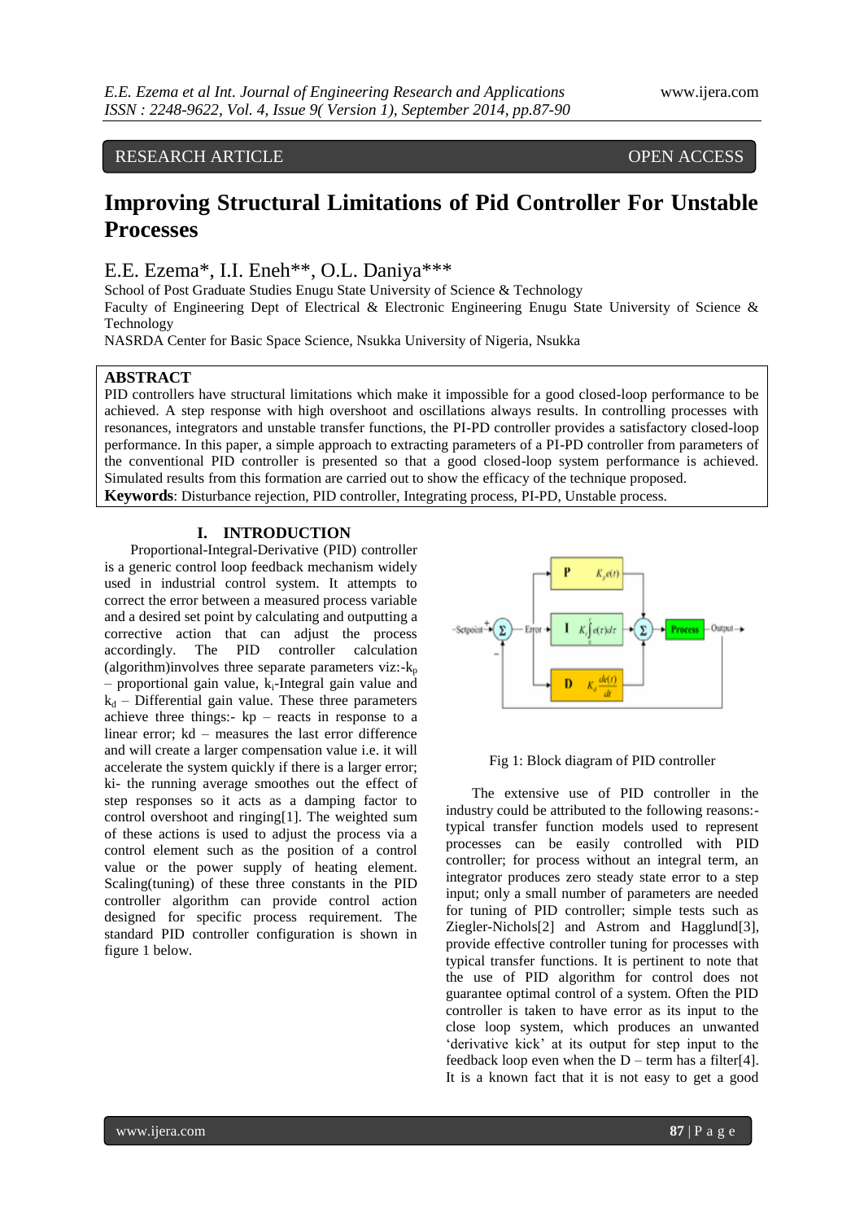RESEARCH ARTICLE OPEN ACCESS

# Improving Structural Limitations of Pid Controller For Unstable Processes

E.E. Ezema*, I.I. Eneh**, O.L. Daniya***

School of Post Graduate Studies Enugu State University of Science & Technology

Faculty of Engineering Dept of Electrical & Electronic Engineering Enugu State University of Science & Technology

NASRDA Center for Basic Space Science, Nsukka University of Nigeria, Nsukka

## ABSTRACT

PID controllers have structural limitations which make it impossible for a good closed-loop performance to be achieved. A step response with high overshoot and oscillations always results. In controlling processes with resonances, integrators and unstable transfer functions, the PI-PD controller provides a satisfactory closed-loop performance. In this paper, a simple approach to extracting parameters of a PI-PD controller from parameters of the conventional PID controller is presented so that a good closed-loop system performance is achieved. Simulated results from this formation are carried out to show the efficacy of the technique proposed.

**Keywords**: Disturbance rejection, PID controller, Integrating process, PI-PD, Unstable process.

## I. INTRODUCTION

Proportional-Integral-Derivative (PID) controller is a generic control loop feedback mechanism widely used in industrial control system. It attempts to correct the error between a measured process variable and a desired set point by calculating and outputting a corrective action that can adjust the process accordingly. The PID controller calculation (algorithm)involves three separate parameters viz:-$k_p$ – proportional gain value, $k_i$-Integral gain value and $k_d$ – Differential gain value. These three parameters achieve three things:- kp – reacts in response to a linear error; kd – measures the last error difference and will create a larger compensation value i.e. it will accelerate the system quickly if there is a larger error; ki- the running average smoothes out the effect of step responses so it acts as a damping factor to control overshoot and ringing[1]. The weighted sum of these actions is used to adjust the process via a control element such as the position of a control value or the power supply of heating element. Scaling(tuning) of these three constants in the PID controller algorithm can provide control action designed for specific process requirement. The standard PID controller configuration is shown in figure 1 below.

Fig 1: Block diagram of PID controller

The extensive use of PID controller in the industry could be attributed to the following reasons:- typical transfer function models used to represent processes can be easily controlled with PID controller; for process without an integral term, an integrator produces zero steady state error to a step input; only a small number of parameters are needed for tuning of PID controller; simple tests such as Ziegler-Nichols[2] and Astrom and Hagglund[3], provide effective controller tuning for processes with typical transfer functions. It is pertinent to note that the use of PID algorithm for control does not guarantee optimal control of a system. Often the PID controller is taken to have error as its input to the close loop system, which produces an unwanted 'derivative kick' at its output for step input to the feedback loop even when the D – term has a filter[4]. It is a known fact that it is not easy to get a good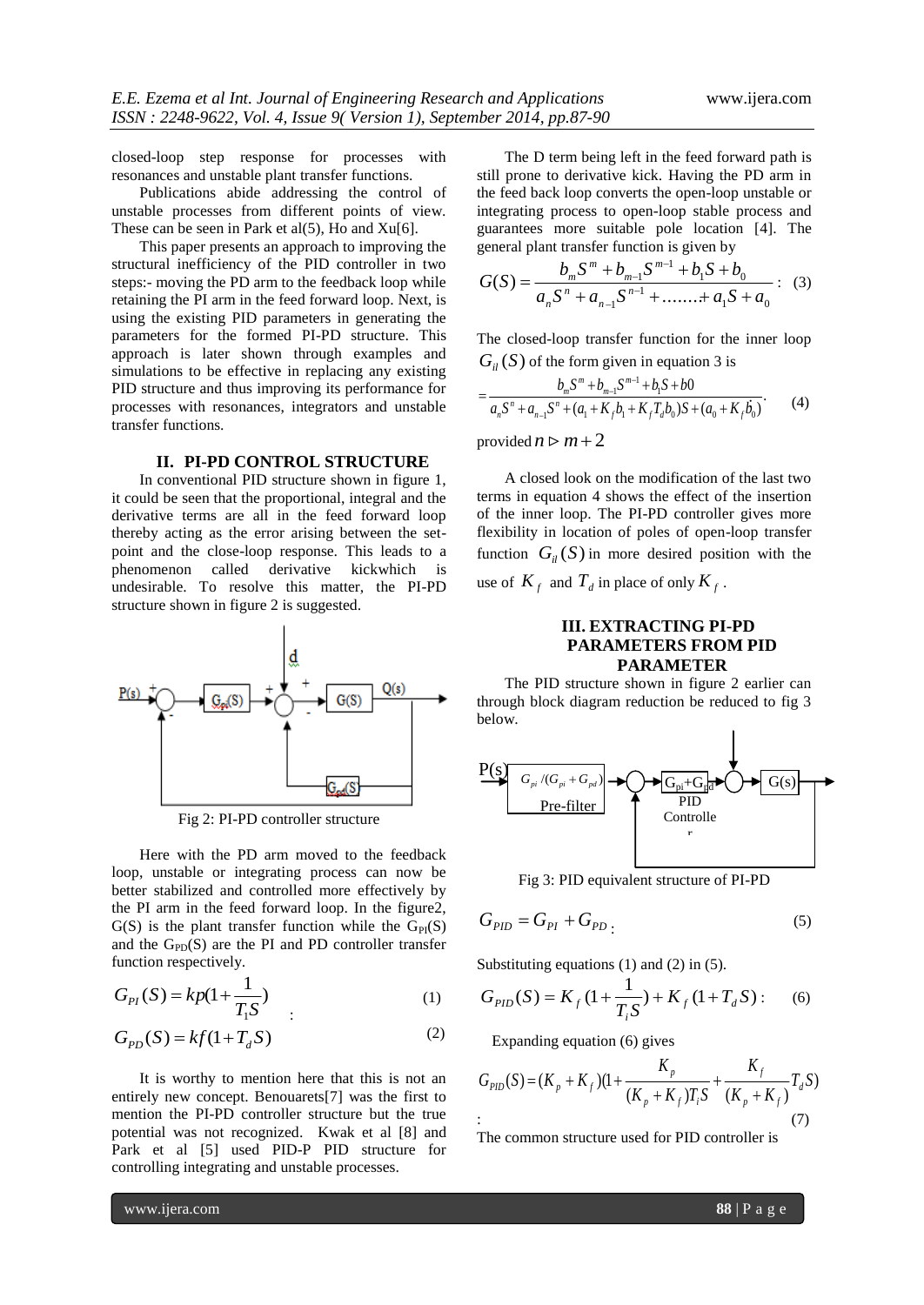closed-loop step response for processes with resonances and unstable plant transfer functions.

Publications abide addressing the control of unstable processes from different points of view. These can be seen in Park et al(5), Ho and Xu[6].

This paper presents an approach to improving the structural inefficiency of the PID controller in two steps:- moving the PD arm to the feedback loop while retaining the PI arm in the feed forward loop. Next, is using the existing PID parameters in generating the parameters for the formed PI-PD structure. This approach is later shown through examples and simulations to be effective in replacing any existing PID structure and thus improving its performance for processes with resonances, integrators and unstable transfer functions.

## II. PI-PD CONTROL STRUCTURE

In conventional PID structure shown in figure 1, it could be seen that the proportional, integral and the derivative terms are all in the feed forward loop thereby acting as the error arising between the set-point and the close-loop response. This leads to a phenomenon called derivative kickwhich is undesirable. To resolve this matter, the PI-PD structure shown in figure 2 is suggested.

Fig 2: PI-PD controller structure

Here with the PD arm moved to the feedback loop, unstable or integrating process can now be better stabilized and controlled more effectively by the PI arm in the feed forward loop. In the figure2, G(S) is the plant transfer function while the $G_{PI}(S)$ and the $G_{PD}(S)$ are the PI and PD controller transfer function respectively.

$$G_{PI}(S) = kp(1+\frac{1}{T_1 S}) \quad : \tag{1}$$

$$G_{PD}(S) = kf(1+T_d S) \tag{2}$$

It is worthy to mention here that this is not an entirely new concept. Benouarets[7] was the first to mention the PI-PD controller structure but the true potential was not recognized. Kwak et al [8] and Park et al [5] used PID-P PID structure for controlling integrating and unstable processes.

The D term being left in the feed forward path is still prone to derivative kick. Having the PD arm in the feed back loop converts the open-loop unstable or integrating process to open-loop stable process and guarantees more suitable pole location [4]. The general plant transfer function is given by

$$G(S) = \frac{b_m S^m + b_{m-1} S^{m-1} + b_1 S + b_0}{a_n S^n + a_{n-1} S^{n-1} + \ldots\ldots + a_1 S + a_0} : \tag{3}$$

The closed-loop transfer function for the inner loop $G_{il}(S)$ of the form given in equation 3 is

$$= \frac{b_m S^m + b_{m-1} S^{m-1} + b_1 S + b0}{a_n S^n + a_{n-1} S^n + (a_1 + K_f b_1 + K_f T_d b_0) S + (a_0 + K_f b_0)}. \tag{4}$$

provided $n \triangleright m+2$

A closed look on the modification of the last two terms in equation 4 shows the effect of the insertion of the inner loop. The PI-PD controller gives more flexibility in location of poles of open-loop transfer function $G_{il}(S)$ in more desired position with the use of $K_f$ and $T_d$ in place of only $K_f$.

## III. EXTRACTING PI-PD PARAMETERS FROM PID PARAMETER

The PID structure shown in figure 2 earlier can through block diagram reduction be reduced to fig 3 below.

Fig 3: PID equivalent structure of PI-PD

$$G_{PID} = G_{PI} + G_{PD} : \tag{5}$$

Substituting equations (1) and (2) in (5).

$$G_{PID}(S) = K_f(1+\frac{1}{T_i S}) + K_f(1+T_d S) : \tag{6}$$

Expanding equation (6) gives

$$G_{PID}(S) = (K_p + K_f)(1 + \frac{K_p}{(K_p + K_f) T_i S} + \frac{K_f}{(K_p + K_f)} T_d S) \tag{7}$$

:

The common structure used for PID controller is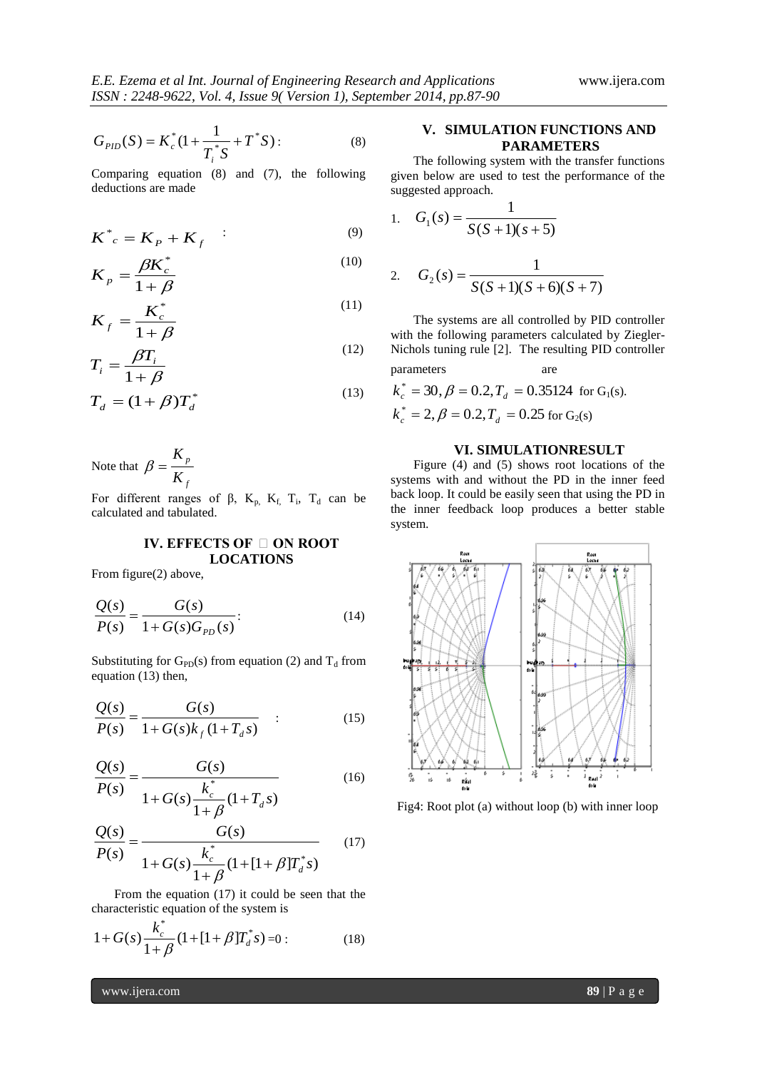$$G_{PID}(S) = K_c^*(1+\frac{1}{T_i^* S}+T^* S): \quad (8)$$

Comparing equation (8) and (7), the following deductions are made

$$K^*_c = K_P + K_f \quad : \quad (9)$$

$$K_p = \frac{\beta K_c^*}{1+\beta} \quad (10)$$

$$K_f = \frac{K_c^*}{1+\beta} \quad (11)$$

$$T_i = \frac{\beta T_i}{1+\beta} \quad (12)$$

$$T_d = (1+\beta)T_d^* \quad (13)$$

Note that $\beta = \frac{K_p}{K_f}$

For different ranges of β, $K_p$, $K_f$, $T_i$, $T_d$ can be calculated and tabulated.

## IV. EFFECTS OF □ ON ROOT LOCATIONS

From figure(2) above,

$$\frac{Q(s)}{P(s)} = \frac{G(s)}{1+G(s)G_{PD}(s)}: \quad (14)$$

Substituting for $G_{PD}(s)$ from equation (2) and $T_d$ from equation (13) then,

$$\frac{Q(s)}{P(s)} = \frac{G(s)}{1+G(s)k_f(1+T_d s)} \quad : \quad (15)$$

$$\frac{Q(s)}{P(s)} = \frac{G(s)}{1+G(s)\frac{k_c^*}{1+\beta}(1+T_d s)} \quad (16)$$

$$\frac{Q(s)}{P(s)} = \frac{G(s)}{1+G(s)\frac{k_c^*}{1+\beta}(1+[1+\beta]T_d^* s)} \quad (17)$$

From the equation (17) it could be seen that the characteristic equation of the system is

$$1+G(s)\frac{k_c^*}{1+\beta}(1+[1+\beta]T_d^* s) = 0: \quad (18)$$

## V. SIMULATION FUNCTIONS AND PARAMETERS

The following system with the transfer functions given below are used to test the performance of the suggested approach.

1. $G_1(s) = \frac{1}{S(S+1)(s+5)}$

2. $G_2(s) = \frac{1}{S(S+1)(S+6)(S+7)}$

The systems are all controlled by PID controller with the following parameters calculated by Ziegler-Nichols tuning rule [2]. The resulting PID controller parameters are

$k_c^* = 30, \beta = 0.2, T_d = 0.35124$ for $G_1(s)$.

$k_c^* = 2, \beta = 0.2, T_d = 0.25$ for $G_2(s)$

## VI. SIMULATIONRESULT

Figure (4) and (5) shows root locations of the systems with and without the PD in the inner feed back loop. It could be easily seen that using the PD in the inner feedback loop produces a better stable system.

Fig4: Root plot (a) without loop (b) with inner loop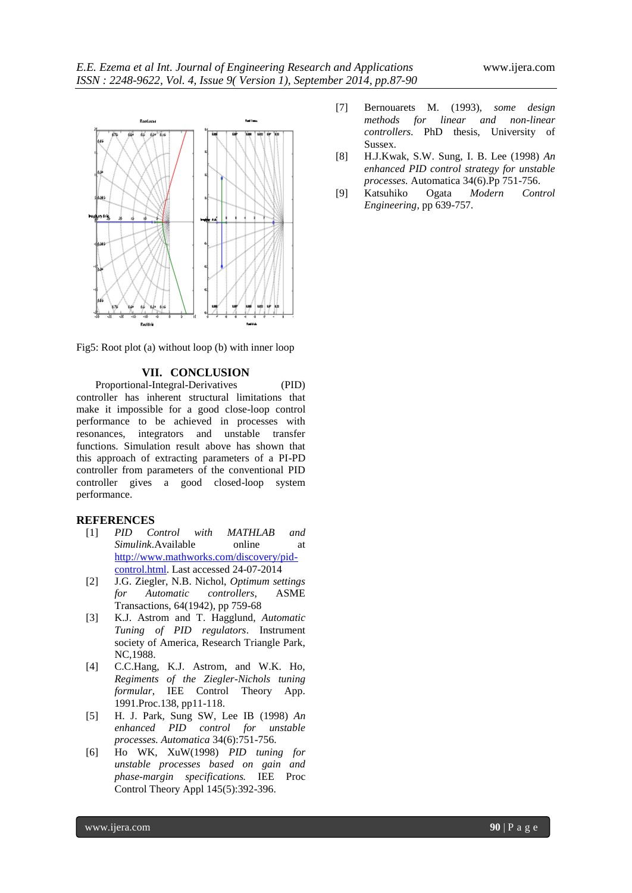Fig5: Root plot (a) without loop (b) with inner loop

## VII. CONCLUSION

Proportional-Integral-Derivatives (PID) controller has inherent structural limitations that make it impossible for a good close-loop control performance to be achieved in processes with resonances, integrators and unstable transfer functions. Simulation result above has shown that this approach of extracting parameters of a PI-PD controller from parameters of the conventional PID controller gives a good closed-loop system performance.

## REFERENCES

[1] *PID Control with MATHLAB and Simulink*.Available online at http://www.mathworks.com/discovery/pid-control.html. Last accessed 24-07-2014

[2] J.G. Ziegler, N.B. Nichol, *Optimum settings for Automatic controllers*, ASME Transactions, 64(1942), pp 759-68

[3] K.J. Astrom and T. Hagglund, *Automatic Tuning of PID regulators*. Instrument society of America, Research Triangle Park, NC,1988.

[4] C.C.Hang, K.J. Astrom, and W.K. Ho, *Regiments of the Ziegler-Nichols tuning formular*, IEE Control Theory App. 1991.Proc.138, pp11-118.

[5] H. J. Park, Sung SW, Lee IB (1998) *An enhanced PID control for unstable processes. Automatica* 34(6):751-756.

[6] Ho WK, XuW(1998) *PID tuning for unstable processes based on gain and phase-margin specifications.* IEE Proc Control Theory Appl 145(5):392-396.

[7] Bernouarets M. (1993), *some design methods for linear and non-linear controllers.* PhD thesis, University of Sussex.

[8] H.J.Kwak, S.W. Sung, I. B. Lee (1998) *An enhanced PID control strategy for unstable processes.* Automatica 34(6).Pp 751-756.

[9] Katsuhiko Ogata *Modern Control Engineering*, pp 639-757.